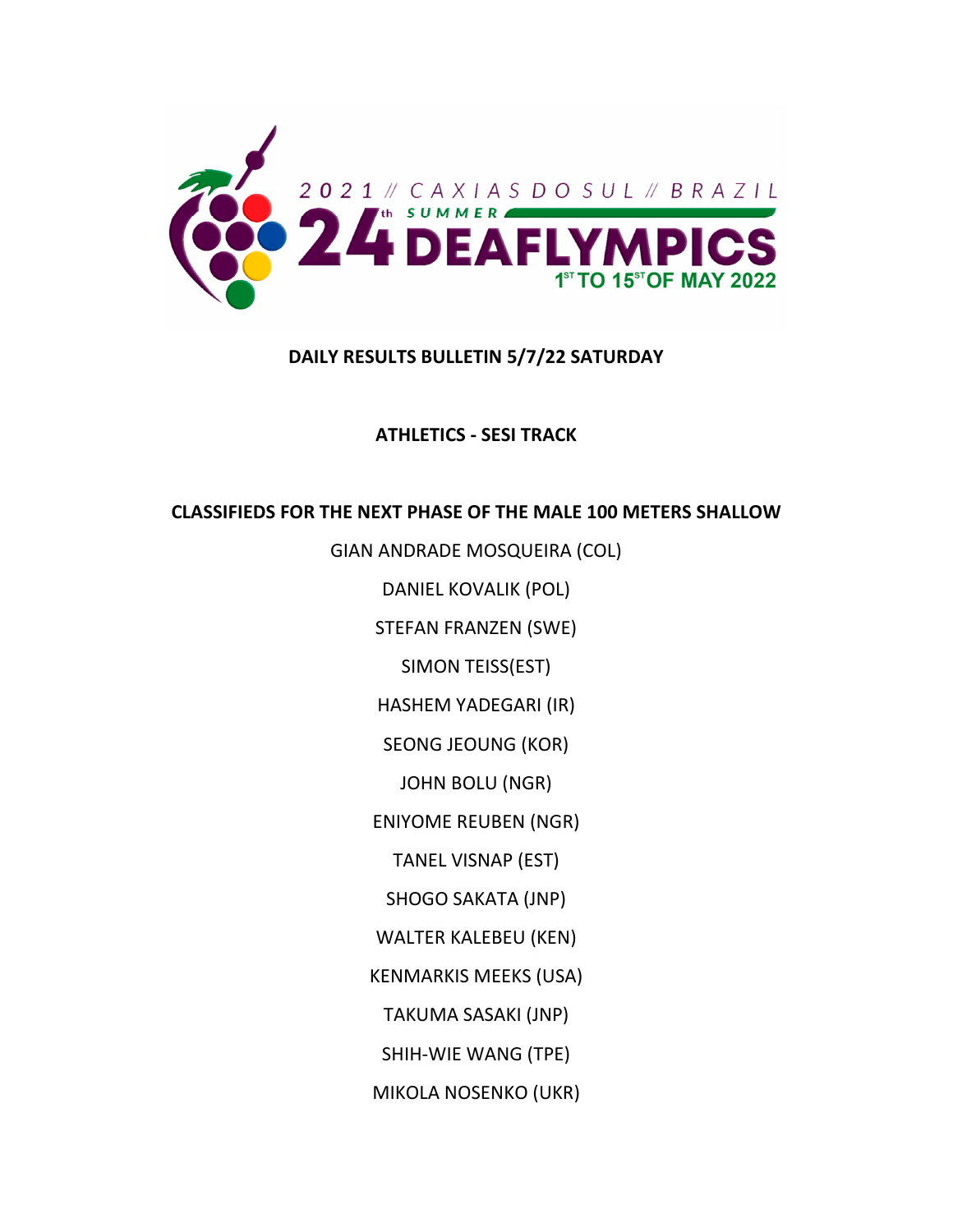2021 // CAXIAS DO SUL // BRAZIL

24th SUMMER DEAFLYMPICS

1ST TO 15ST OF MAY 2022

**DAILY RESULTS BULLETIN 5/7/22 SATURDAY**

**ATHLETICS - SESI TRACK**

**CLASSIFIEDS FOR THE NEXT PHASE OF THE MALE 100 METERS SHALLOW**

GIAN ANDRADE MOSQUEIRA (COL)

DANIEL KOVALIK (POL)

STEFAN FRANZEN (SWE)

SIMON TEISS(EST)

HASHEM YADEGARI (IR)

SEONG JEOUNG (KOR)

JOHN BOLU (NGR)

ENIYOME REUBEN (NGR)

TANEL VISNAP (EST)

SHOGO SAKATA (JNP)

WALTER KALEBEU (KEN)

KENMARKIS MEEKS (USA)

TAKUMA SASAKI (JNP)

SHIH-WIE WANG (TPE)

MIKOLA NOSENKO (UKR)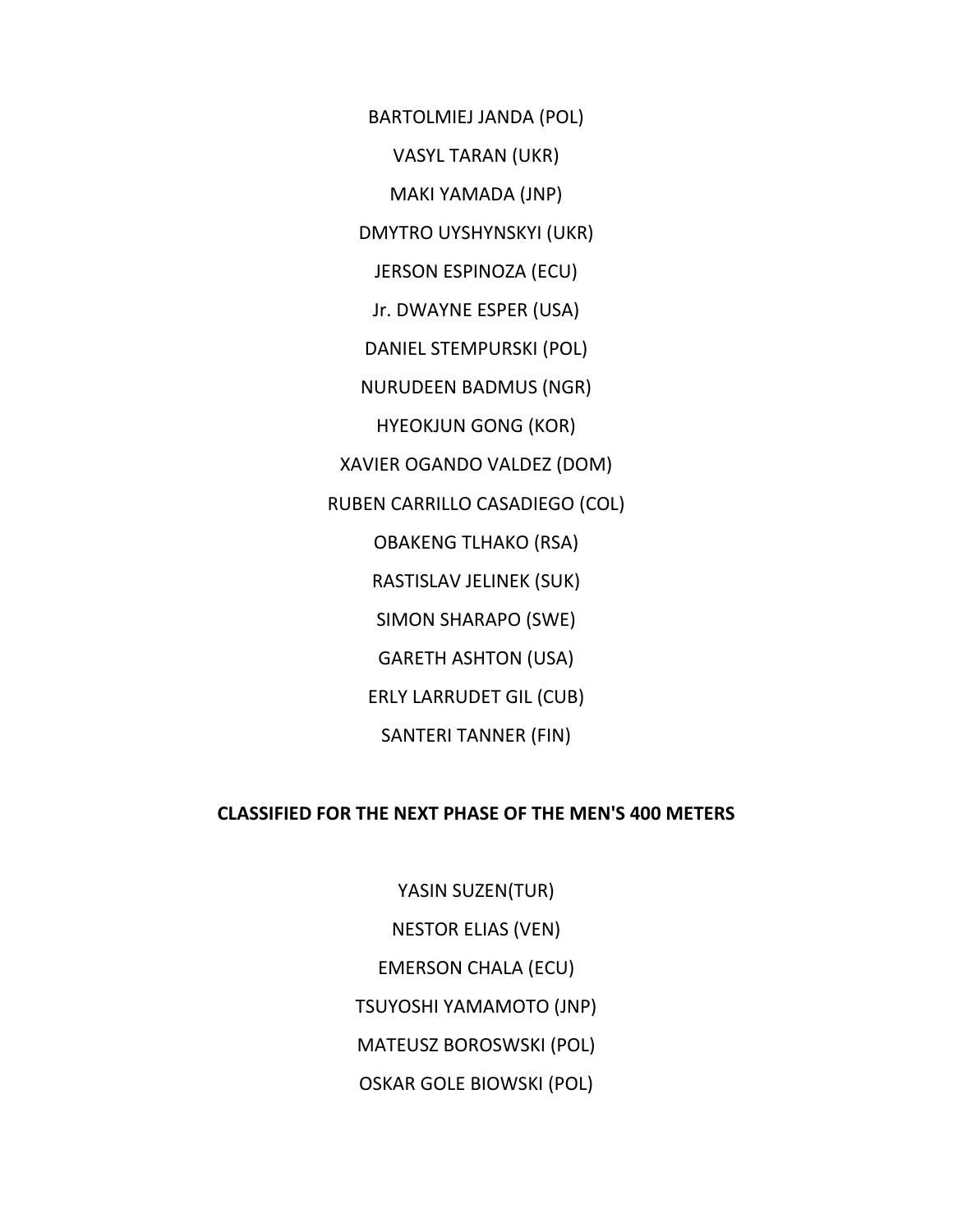BARTOLMIEJ JANDA (POL)

VASYL TARAN (UKR)

MAKI YAMADA (JNP)

DMYTRO UYSHYNSKYI (UKR)

JERSON ESPINOZA (ECU)

Jr. DWAYNE ESPER (USA)

DANIEL STEMPURSKI (POL)

NURUDEEN BADMUS (NGR)

HYEOKJUN GONG (KOR)

XAVIER OGANDO VALDEZ (DOM)

RUBEN CARRILLO CASADIEGO (COL)

OBAKENG TLHAKO (RSA)

RASTISLAV JELINEK (SUK)

SIMON SHARAPO (SWE)

GARETH ASHTON (USA)

ERLY LARRUDET GIL (CUB)

SANTERI TANNER (FIN)

**CLASSIFIED FOR THE NEXT PHASE OF THE MEN'S 400 METERS**

YASIN SUZEN(TUR)

NESTOR ELIAS (VEN)

EMERSON CHALA (ECU)

TSUYOSHI YAMAMOTO (JNP)

MATEUSZ BOROSWSKI (POL)

OSKAR GOLE BIOWSKI (POL)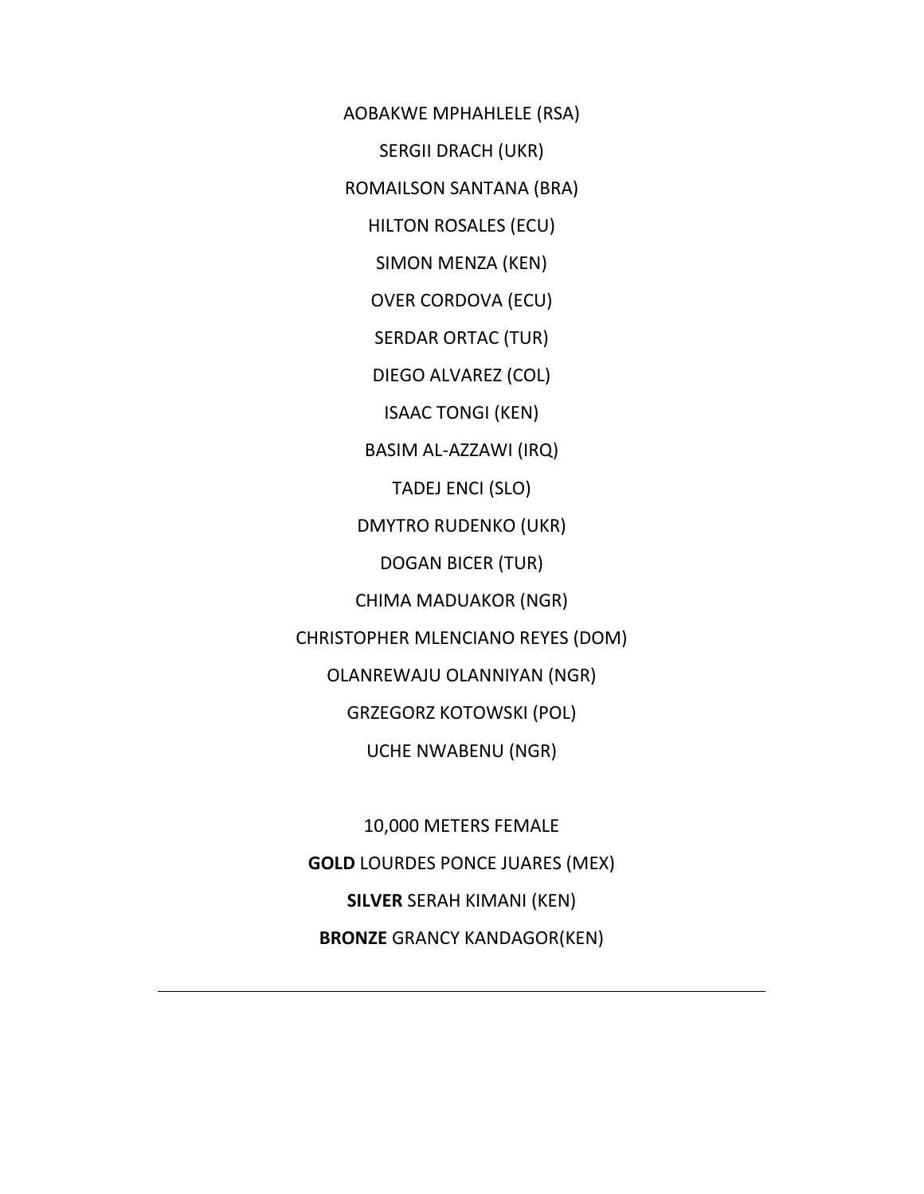AOBAKWE MPHAHLELE (RSA)

SERGII DRACH (UKR)

ROMAILSON SANTANA (BRA)

HILTON ROSALES (ECU)

SIMON MENZA (KEN)

OVER CORDOVA (ECU)

SERDAR ORTAC (TUR)

DIEGO ALVAREZ (COL)

ISAAC TONGI (KEN)

BASIM AL-AZZAWI (IRQ)

TADEJ ENCI (SLO)

DMYTRO RUDENKO (UKR)

DOGAN BICER (TUR)

CHIMA MADUAKOR (NGR)

CHRISTOPHER MLENCIANO REYES (DOM)

OLANREWAJU OLANNIYAN (NGR)

GRZEGORZ KOTOWSKI (POL)

UCHE NWABENU (NGR)

10,000 METERS FEMALE

**GOLD** LOURDES PONCE JUARES (MEX)

**SILVER** SERAH KIMANI (KEN)

**BRONZE** GRANCY KANDAGOR(KEN)

---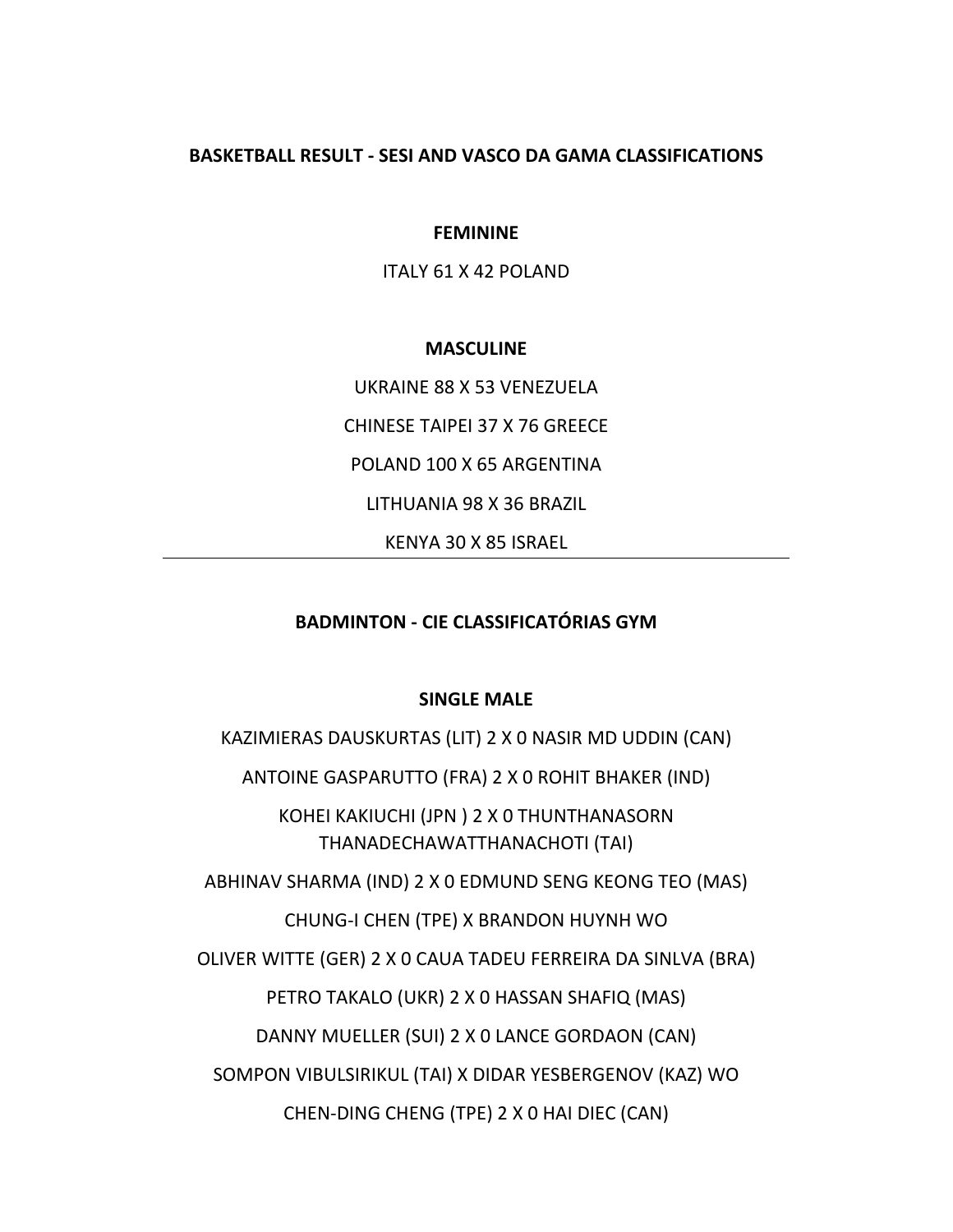**BASKETBALL RESULT - SESI AND VASCO DA GAMA CLASSIFICATIONS**

**FEMININE**

ITALY 61 X 42 POLAND

**MASCULINE**

UKRAINE 88 X 53 VENEZUELA

CHINESE TAIPEI 37 X 76 GREECE

POLAND 100 X 65 ARGENTINA

LITHUANIA 98 X 36 BRAZIL

KENYA 30 X 85 ISRAEL

---

**BADMINTON - CIE CLASSIFICATÓRIAS GYM**

**SINGLE MALE**

KAZIMIERAS DAUSKURTAS (LIT) 2 X 0 NASIR MD UDDIN (CAN)

ANTOINE GASPARUTTO (FRA) 2 X 0 ROHIT BHAKER (IND)

KOHEI KAKIUCHI (JPN ) 2 X 0 THUNTHANASORN THANADECHAWATTHANACHOTI (TAI)

ABHINAV SHARMA (IND) 2 X 0 EDMUND SENG KEONG TEO (MAS)

CHUNG-I CHEN (TPE) X BRANDON HUYNH WO

OLIVER WITTE (GER) 2 X 0 CAUA TADEU FERREIRA DA SINLVA (BRA)

PETRO TAKALO (UKR) 2 X 0 HASSAN SHAFIQ (MAS)

DANNY MUELLER (SUI) 2 X 0 LANCE GORDAON (CAN)

SOMPON VIBULSIRIKUL (TAI) X DIDAR YESBERGENOV (KAZ) WO

CHEN-DING CHENG (TPE) 2 X 0 HAI DIEC (CAN)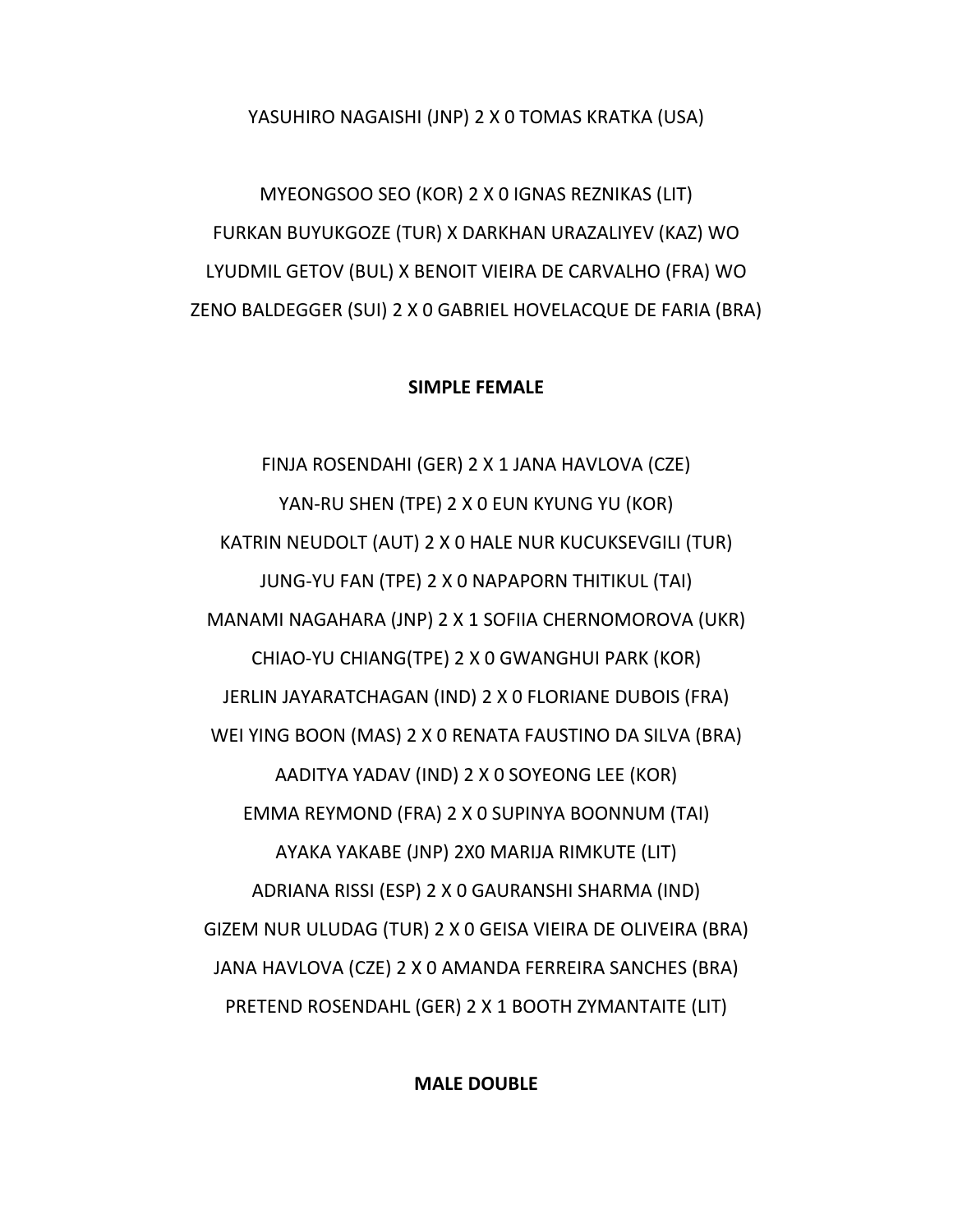YASUHIRO NAGAISHI (JNP) 2 X 0 TOMAS KRATKA (USA)

MYEONGSOO SEO (KOR) 2 X 0 IGNAS REZNIKAS (LIT)

FURKAN BUYUKGOZE (TUR) X DARKHAN URAZALIYEV (KAZ) WO

LYUDMIL GETOV (BUL) X BENOIT VIEIRA DE CARVALHO (FRA) WO

ZENO BALDEGGER (SUI) 2 X 0 GABRIEL HOVELACQUE DE FARIA (BRA)

**SIMPLE FEMALE**

FINJA ROSENDAHI (GER) 2 X 1 JANA HAVLOVA (CZE)

YAN-RU SHEN (TPE) 2 X 0 EUN KYUNG YU (KOR)

KATRIN NEUDOLT (AUT) 2 X 0 HALE NUR KUCUKSEVGILI (TUR)

JUNG-YU FAN (TPE) 2 X 0 NAPAPORN THITIKUL (TAI)

MANAMI NAGAHARA (JNP) 2 X 1 SOFIIA CHERNOMOROVA (UKR)

CHIAO-YU CHIANG(TPE) 2 X 0 GWANGHUI PARK (KOR)

JERLIN JAYARATCHAGAN (IND) 2 X 0 FLORIANE DUBOIS (FRA)

WEI YING BOON (MAS) 2 X 0 RENATA FAUSTINO DA SILVA (BRA)

AADITYA YADAV (IND) 2 X 0 SOYEONG LEE (KOR)

EMMA REYMOND (FRA) 2 X 0 SUPINYA BOONNUM (TAI)

AYAKA YAKABE (JNP) 2X0 MARIJA RIMKUTE (LIT)

ADRIANA RISSI (ESP) 2 X 0 GAURANSHI SHARMA (IND)

GIZEM NUR ULUDAG (TUR) 2 X 0 GEISA VIEIRA DE OLIVEIRA (BRA)

JANA HAVLOVA (CZE) 2 X 0 AMANDA FERREIRA SANCHES (BRA)

PRETEND ROSENDAHL (GER) 2 X 1 BOOTH ZYMANTAITE (LIT)

**MALE DOUBLE**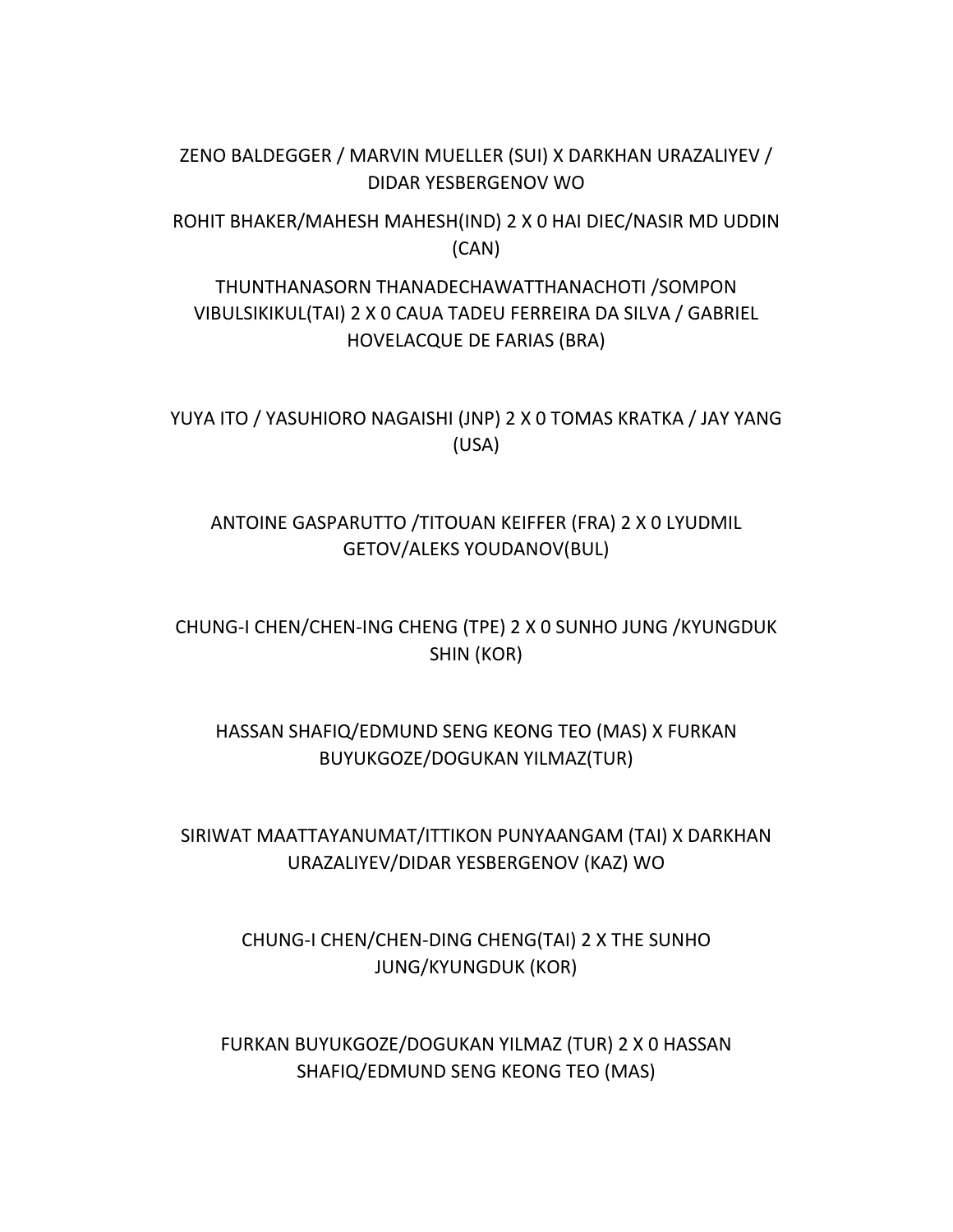ZENO BALDEGGER / MARVIN MUELLER (SUI) X DARKHAN URAZALIYEV / DIDAR YESBERGENOV WO

ROHIT BHAKER/MAHESH MAHESH(IND) 2 X 0 HAI DIEC/NASIR MD UDDIN (CAN)

THUNTHANASORN THANADECHAWATTHANACHOTI /SOMPON VIBULSIKIKUL(TAI) 2 X 0 CAUA TADEU FERREIRA DA SILVA / GABRIEL HOVELACQUE DE FARIAS (BRA)

YUYA ITO / YASUHIORO NAGAISHI (JNP) 2 X 0 TOMAS KRATKA / JAY YANG (USA)

ANTOINE GASPARUTTO /TITOUAN KEIFFER (FRA) 2 X 0 LYUDMIL GETOV/ALEKS YOUDANOV(BUL)

CHUNG-I CHEN/CHEN-ING CHENG (TPE) 2 X 0 SUNHO JUNG /KYUNGDUK SHIN (KOR)

HASSAN SHAFIQ/EDMUND SENG KEONG TEO (MAS) X FURKAN BUYUKGOZE/DOGUKAN YILMAZ(TUR)

SIRIWAT MAATTAYANUMAT/ITTIKON PUNYAANGAM (TAI) X DARKHAN URAZALIYEV/DIDAR YESBERGENOV (KAZ) WO

CHUNG-I CHEN/CHEN-DING CHENG(TAI) 2 X THE SUNHO JUNG/KYUNGDUK (KOR)

FURKAN BUYUKGOZE/DOGUKAN YILMAZ (TUR) 2 X 0 HASSAN SHAFIQ/EDMUND SENG KEONG TEO (MAS)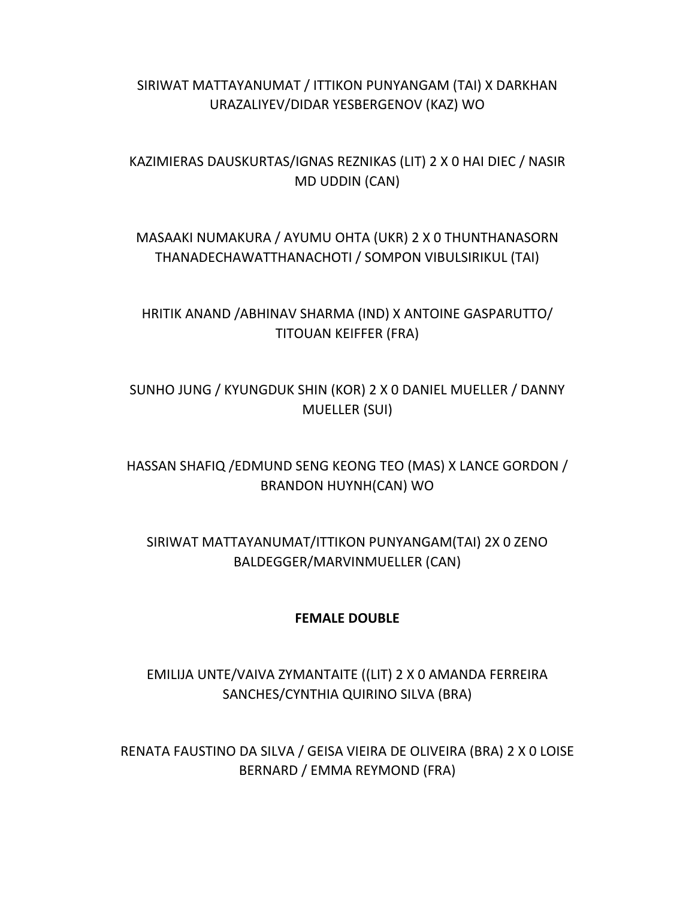SIRIWAT MATTAYANUMAT / ITTIKON PUNYANGAM (TAI) X DARKHAN URAZALIYEV/DIDAR YESBERGENOV (KAZ) WO

KAZIMIERAS DAUSKURTAS/IGNAS REZNIKAS (LIT) 2 X 0 HAI DIEC / NASIR MD UDDIN (CAN)

MASAAKI NUMAKURA / AYUMU OHTA (UKR) 2 X 0 THUNTHANASORN THANADECHAWATTHANACHOTI / SOMPON VIBULSIRIKUL (TAI)

HRITIK ANAND /ABHINAV SHARMA (IND) X ANTOINE GASPARUTTO/ TITOUAN KEIFFER (FRA)

SUNHO JUNG / KYUNGDUK SHIN (KOR) 2 X 0 DANIEL MUELLER / DANNY MUELLER (SUI)

HASSAN SHAFIQ /EDMUND SENG KEONG TEO (MAS) X LANCE GORDON / BRANDON HUYNH(CAN) WO

SIRIWAT MATTAYANUMAT/ITTIKON PUNYANGAM(TAI) 2X 0 ZENO BALDEGGER/MARVINMUELLER (CAN)

**FEMALE DOUBLE**

EMILIJA UNTE/VAIVA ZYMANTAITE ((LIT) 2 X 0 AMANDA FERREIRA SANCHES/CYNTHIA QUIRINO SILVA (BRA)

RENATA FAUSTINO DA SILVA / GEISA VIEIRA DE OLIVEIRA (BRA) 2 X 0 LOISE BERNARD / EMMA REYMOND (FRA)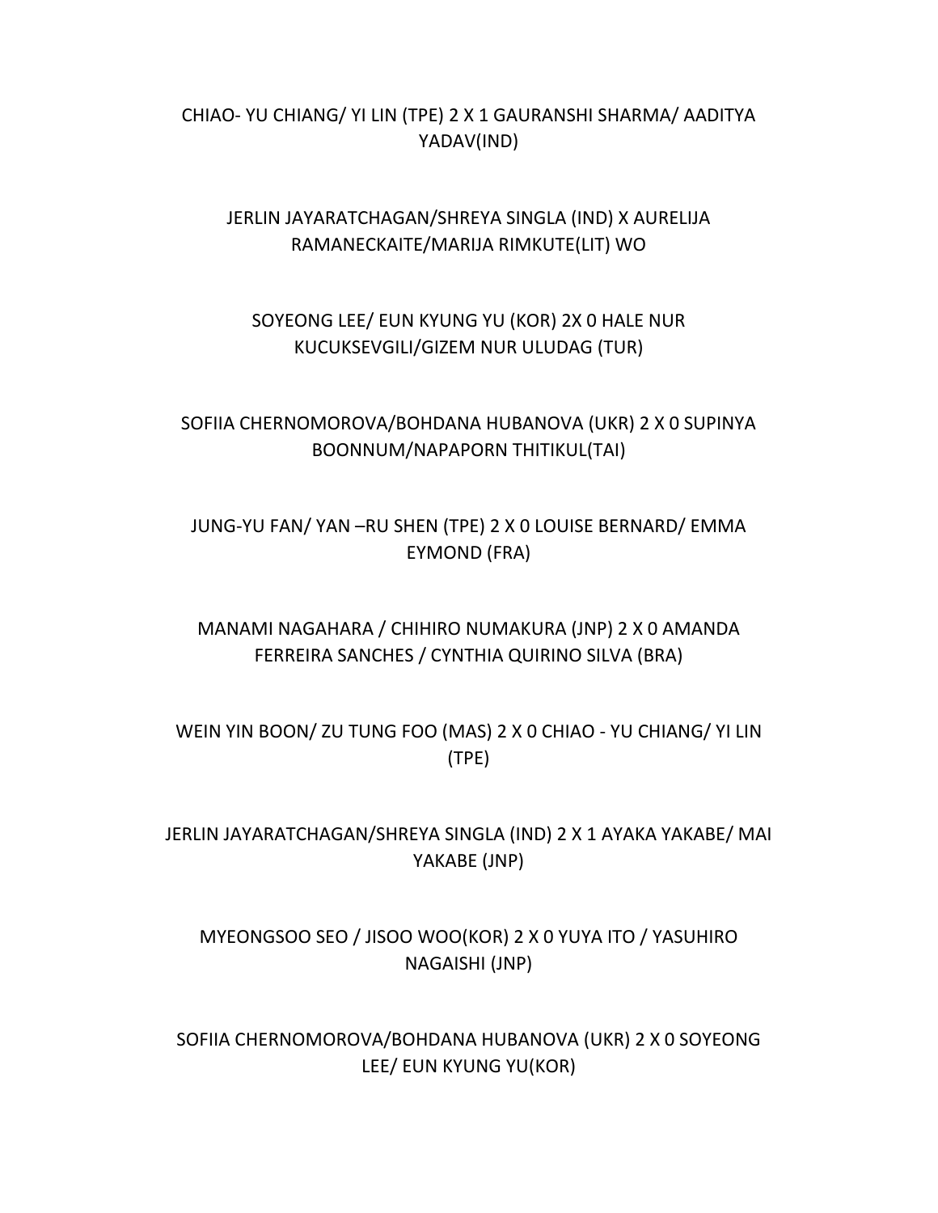CHIAO- YU CHIANG/ YI LIN (TPE) 2 X 1 GAURANSHI SHARMA/ AADITYA YADAV(IND)

JERLIN JAYARATCHAGAN/SHREYA SINGLA (IND) X AURELIJA RAMANECKAITE/MARIJA RIMKUTE(LIT) WO

SOYEONG LEE/ EUN KYUNG YU (KOR) 2X 0 HALE NUR KUCUKSEVGILI/GIZEM NUR ULUDAG (TUR)

SOFIIA CHERNOMOROVA/BOHDANA HUBANOVA (UKR) 2 X 0 SUPINYA BOONNUM/NAPAPORN THITIKUL(TAI)

JUNG-YU FAN/ YAN –RU SHEN (TPE) 2 X 0 LOUISE BERNARD/ EMMA EYMOND (FRA)

MANAMI NAGAHARA / CHIHIRO NUMAKURA (JNP) 2 X 0 AMANDA FERREIRA SANCHES / CYNTHIA QUIRINO SILVA (BRA)

WEIN YIN BOON/ ZU TUNG FOO (MAS) 2 X 0 CHIAO - YU CHIANG/ YI LIN (TPE)

JERLIN JAYARATCHAGAN/SHREYA SINGLA (IND) 2 X 1 AYAKA YAKABE/ MAI YAKABE (JNP)

MYEONGSOO SEO / JISOO WOO(KOR) 2 X 0 YUYA ITO / YASUHIRO NAGAISHI (JNP)

SOFIIA CHERNOMOROVA/BOHDANA HUBANOVA (UKR) 2 X 0 SOYEONG LEE/ EUN KYUNG YU(KOR)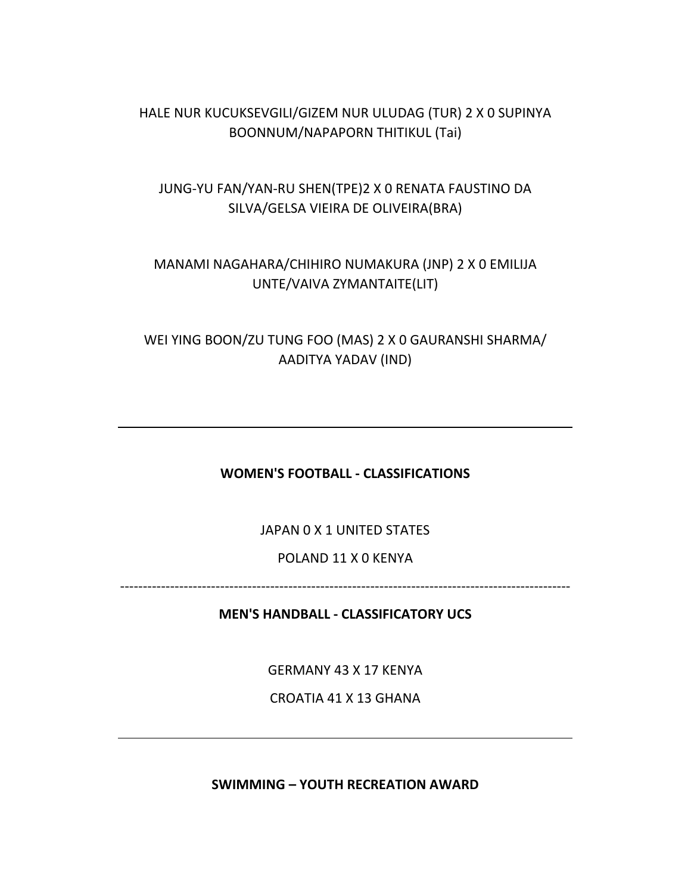HALE NUR KUCUKSEVGILI/GIZEM NUR ULUDAG (TUR) 2 X 0 SUPINYA BOONNUM/NAPAPORN THITIKUL (Tai)

JUNG-YU FAN/YAN-RU SHEN(TPE)2 X 0 RENATA FAUSTINO DA SILVA/GELSA VIEIRA DE OLIVEIRA(BRA)

MANAMI NAGAHARA/CHIHIRO NUMAKURA (JNP) 2 X 0 EMILIJA UNTE/VAIVA ZYMANTAITE(LIT)

WEI YING BOON/ZU TUNG FOO (MAS) 2 X 0 GAURANSHI SHARMA/ AADITYA YADAV (IND)

---

**WOMEN'S FOOTBALL - CLASSIFICATIONS**

JAPAN 0 X 1 UNITED STATES

POLAND 11 X 0 KENYA

---

**MEN'S HANDBALL - CLASSIFICATORY UCS**

GERMANY 43 X 17 KENYA

CROATIA 41 X 13 GHANA

---

**SWIMMING – YOUTH RECREATION AWARD**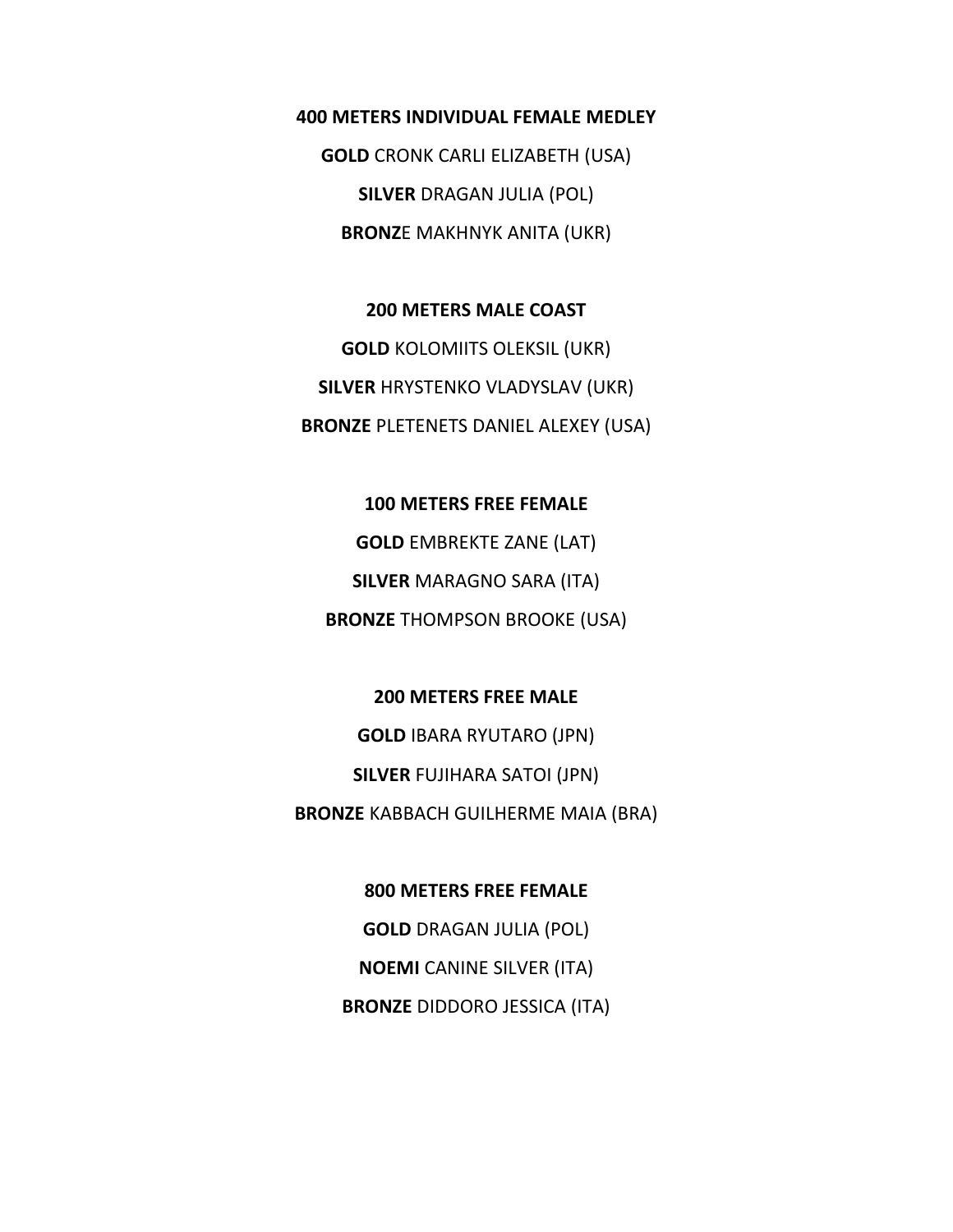**400 METERS INDIVIDUAL FEMALE MEDLEY**

**GOLD** CRONK CARLI ELIZABETH (USA)

**SILVER** DRAGAN JULIA (POL)

**BRONZ**E MAKHNYK ANITA (UKR)

**200 METERS MALE COAST**

**GOLD** KOLOMIITS OLEKSIL (UKR)

**SILVER** HRYSTENKO VLADYSLAV (UKR)

**BRONZE** PLETENETS DANIEL ALEXEY (USA)

**100 METERS FREE FEMALE**

**GOLD** EMBREKTE ZANE (LAT)

**SILVER** MARAGNO SARA (ITA)

**BRONZE** THOMPSON BROOKE (USA)

**200 METERS FREE MALE**

**GOLD** IBARA RYUTARO (JPN)

**SILVER** FUJIHARA SATOI (JPN)

**BRONZE** KABBACH GUILHERME MAIA (BRA)

**800 METERS FREE FEMALE**

**GOLD** DRAGAN JULIA (POL)

**NOEMI** CANINE SILVER (ITA)

**BRONZE** DIDDORO JESSICA (ITA)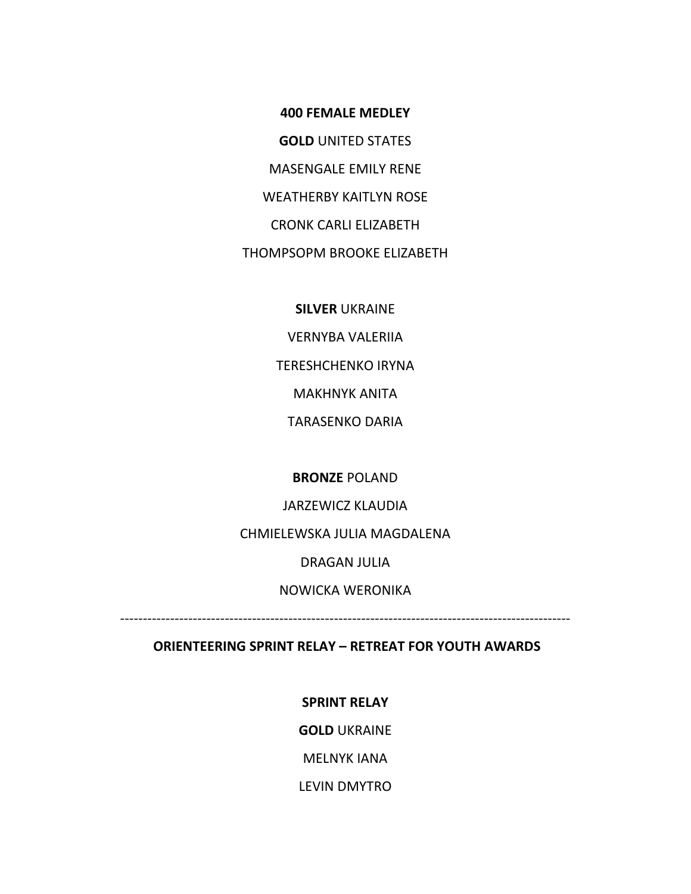**400 FEMALE MEDLEY**

**GOLD** UNITED STATES

MASENGALE EMILY RENE

WEATHERBY KAITLYN ROSE

CRONK CARLI ELIZABETH

THOMPSOPM BROOKE ELIZABETH

**SILVER** UKRAINE

VERNYBA VALERIIA

TERESHCHENKO IRYNA

MAKHNYK ANITA

TARASENKO DARIA

**BRONZE** POLAND

JARZEWICZ KLAUDIA

CHMIELEWSKA JULIA MAGDALENA

DRAGAN JULIA

NOWICKA WERONIKA

---

**ORIENTEERING SPRINT RELAY – RETREAT FOR YOUTH AWARDS**

**SPRINT RELAY**

**GOLD** UKRAINE

MELNYK IANA

LEVIN DMYTRO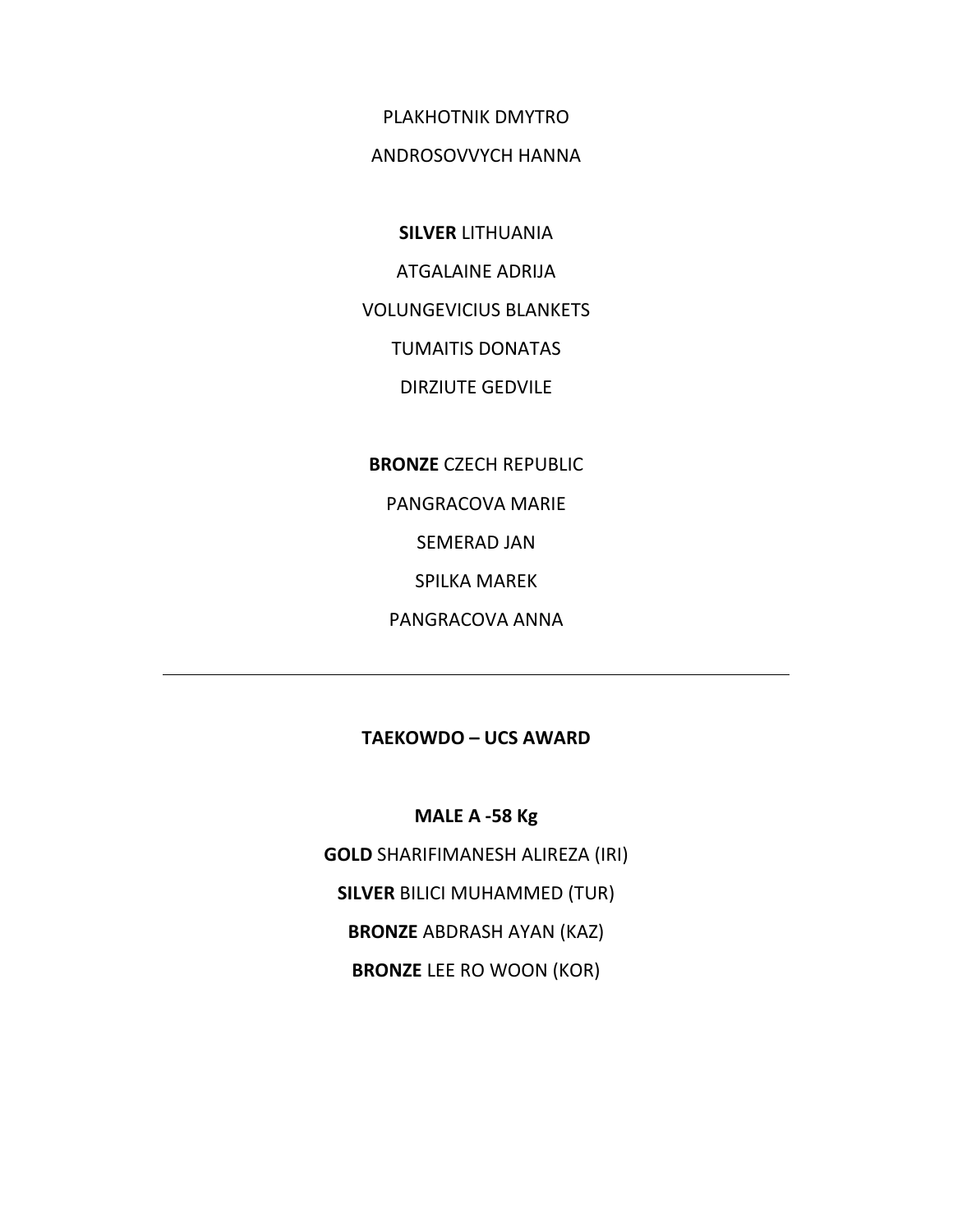PLAKHOTNIK DMYTRO

ANDROSOVVYCH HANNA

**SILVER** LITHUANIA

ATGALAINE ADRIJA

VOLUNGEVICIUS BLANKETS

TUMAITIS DONATAS

DIRZIUTE GEDVILE

**BRONZE** CZECH REPUBLIC

PANGRACOVA MARIE

SEMERAD JAN

SPILKA MAREK

PANGRACOVA ANNA

---

**TAEKOWDO – UCS AWARD**

**MALE A -58 Kg**

**GOLD** SHARIFIMANESH ALIREZA (IRI)

**SILVER** BILICI MUHAMMED (TUR)

**BRONZE** ABDRASH AYAN (KAZ)

**BRONZE** LEE RO WOON (KOR)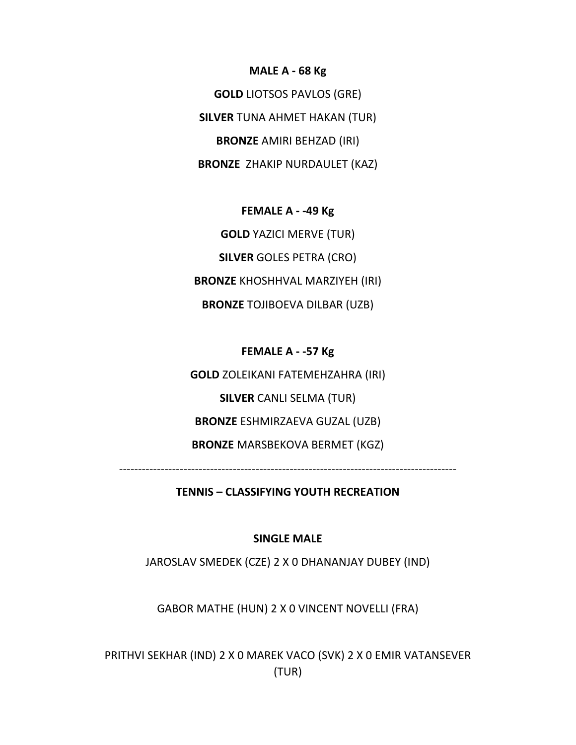**MALE A - 68 Kg**

**GOLD** LIOTSOS PAVLOS (GRE)

**SILVER** TUNA AHMET HAKAN (TUR)

**BRONZE** AMIRI BEHZAD (IRI)

**BRONZE** ZHAKIP NURDAULET (KAZ)

**FEMALE A - -49 Kg**

**GOLD** YAZICI MERVE (TUR)

**SILVER** GOLES PETRA (CRO)

**BRONZE** KHOSHHVAL MARZIYEH (IRI)

**BRONZE** TOJIBOEVA DILBAR (UZB)

**FEMALE A - -57 Kg**

**GOLD** ZOLEIKANI FATEMEHZAHRA (IRI)

**SILVER** CANLI SELMA (TUR)

**BRONZE** ESHMIRZAEVA GUZAL (UZB)

**BRONZE** MARSBEKOVA BERMET (KGZ)

---

**TENNIS – CLASSIFYING YOUTH RECREATION**

**SINGLE MALE**

JAROSLAV SMEDEK (CZE) 2 X 0 DHANANJAY DUBEY (IND)

GABOR MATHE (HUN) 2 X 0 VINCENT NOVELLI (FRA)

PRITHVI SEKHAR (IND) 2 X 0 MAREK VACO (SVK) 2 X 0 EMIR VATANSEVER (TUR)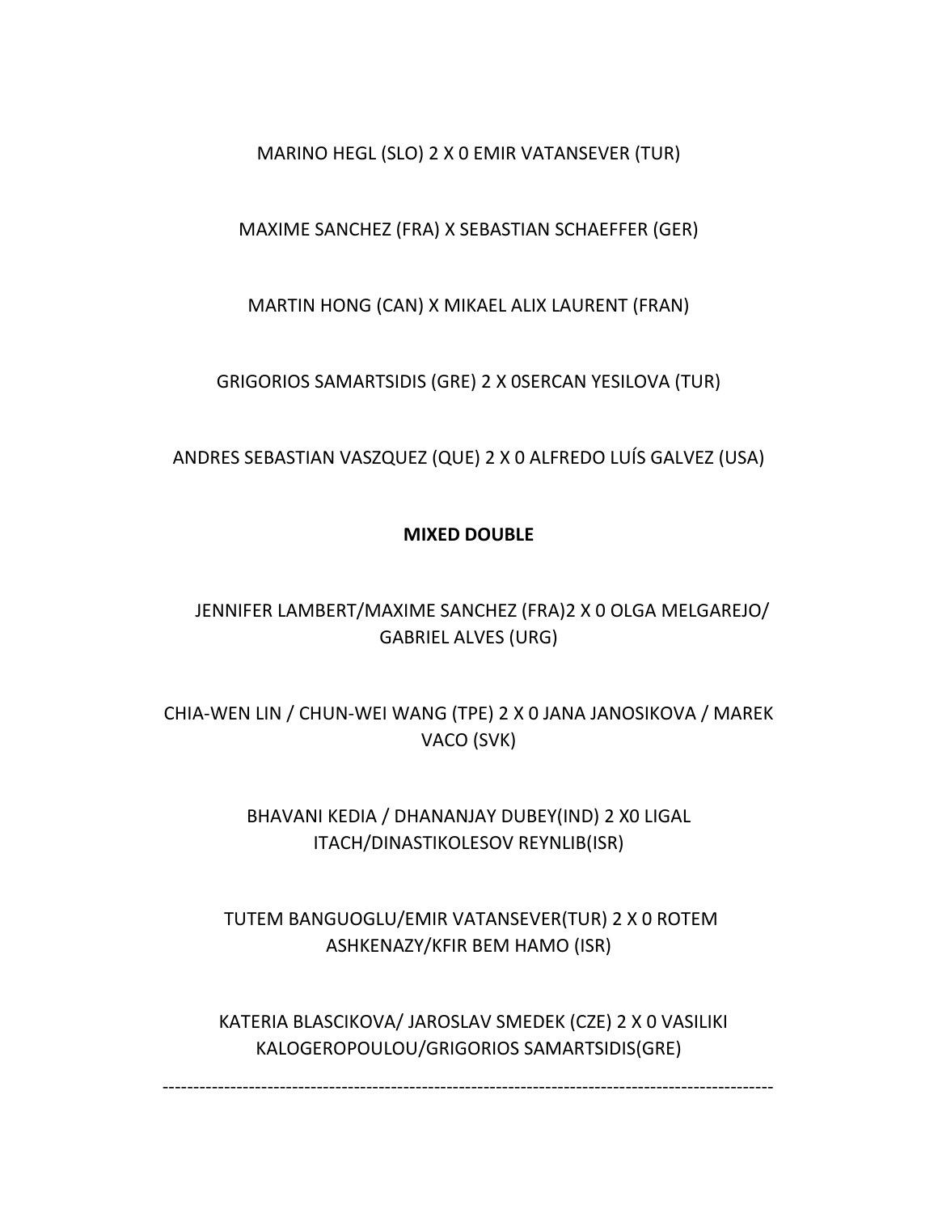MARINO HEGL (SLO) 2 X 0 EMIR VATANSEVER (TUR)

MAXIME SANCHEZ (FRA) X SEBASTIAN SCHAEFFER (GER)

MARTIN HONG (CAN) X MIKAEL ALIX LAURENT (FRAN)

GRIGORIOS SAMARTSIDIS (GRE) 2 X 0SERCAN YESILOVA (TUR)

ANDRES SEBASTIAN VASZQUEZ (QUE) 2 X 0 ALFREDO LUÍS GALVEZ (USA)

**MIXED DOUBLE**

JENNIFER LAMBERT/MAXIME SANCHEZ (FRA)2 X 0 OLGA MELGAREJO/ GABRIEL ALVES (URG)

CHIA-WEN LIN / CHUN-WEI WANG (TPE) 2 X 0 JANA JANOSIKOVA / MAREK VACO (SVK)

BHAVANI KEDIA / DHANANJAY DUBEY(IND) 2 X0 LIGAL ITACH/DINASTIKOLESOV REYNLIB(ISR)

TUTEM BANGUOGLU/EMIR VATANSEVER(TUR) 2 X 0 ROTEM ASHKENAZY/KFIR BEM HAMO (ISR)

KATERIA BLASCIKOVA/ JAROSLAV SMEDEK (CZE) 2 X 0 VASILIKI KALOGEROPOULOU/GRIGORIOS SAMARTSIDIS(GRE)

---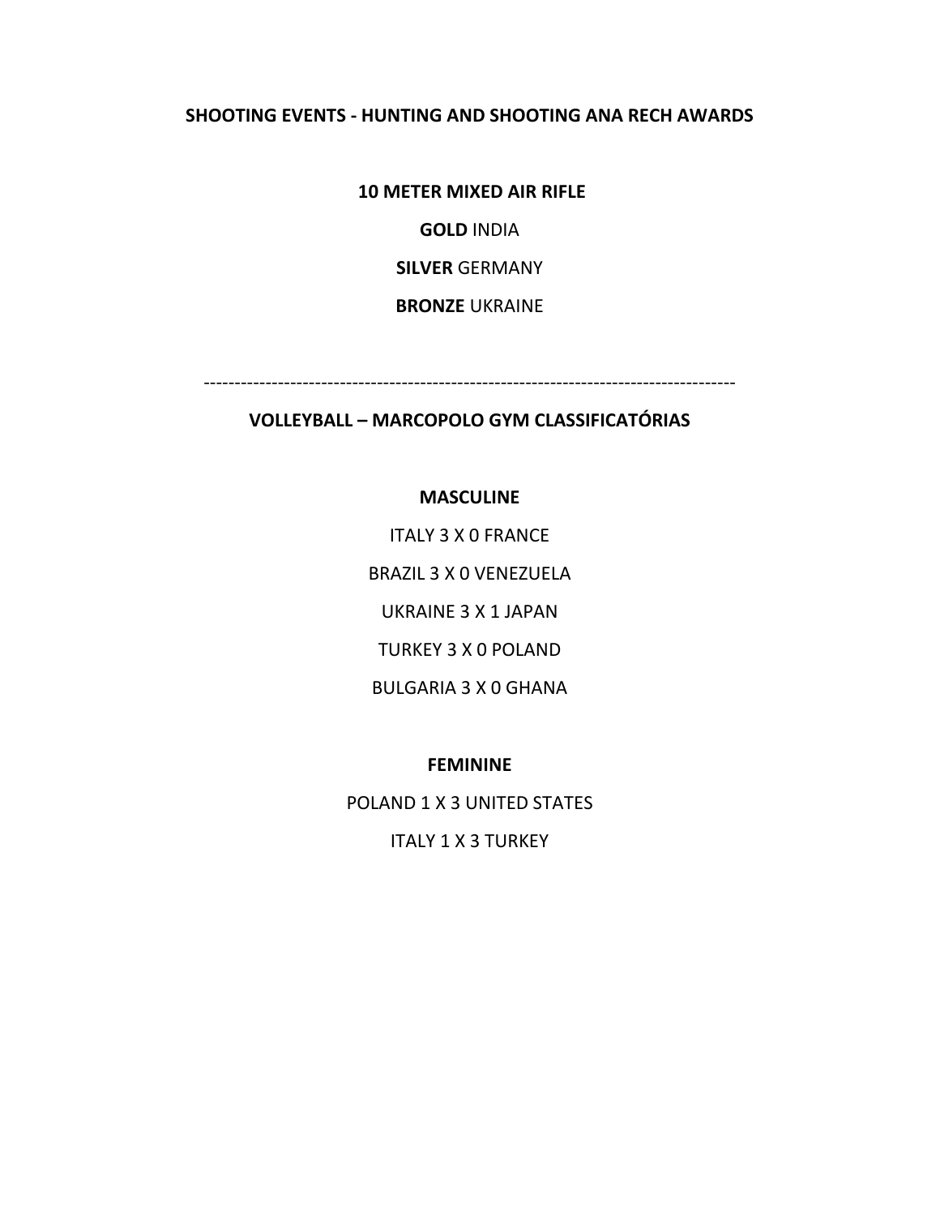**SHOOTING EVENTS - HUNTING AND SHOOTING ANA RECH AWARDS**

**10 METER MIXED AIR RIFLE**

**GOLD** INDIA

**SILVER** GERMANY

**BRONZE** UKRAINE

---

**VOLLEYBALL – MARCOPOLO GYM CLASSIFICATÓRIAS**

**MASCULINE**

ITALY 3 X 0 FRANCE

BRAZIL 3 X 0 VENEZUELA

UKRAINE 3 X 1 JAPAN

TURKEY 3 X 0 POLAND

BULGARIA 3 X 0 GHANA

**FEMININE**

POLAND 1 X 3 UNITED STATES

ITALY 1 X 3 TURKEY